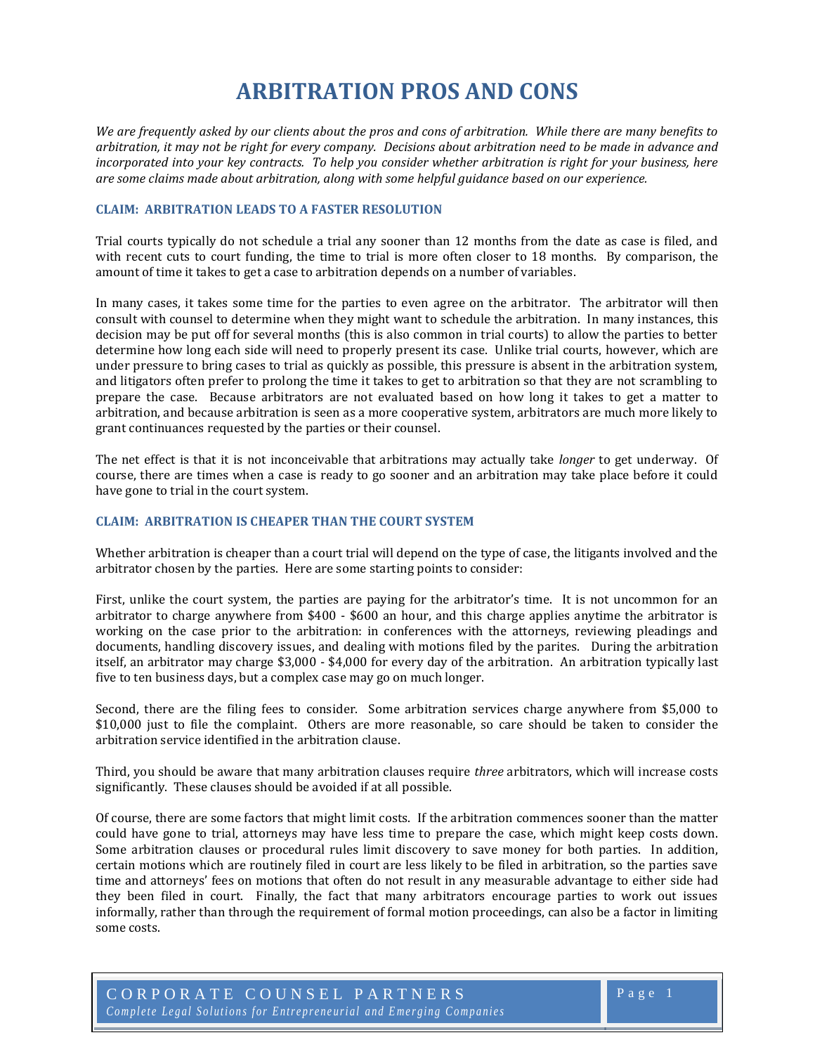# ARBITRATION PROS AND CONS

*We are frequently asked by our clients about the pros and cons of arbitration. While there are many benefits to arbitration, it may not be right for every company. Decisions about arbitration need to be made in advance and incorporated into your key contracts. To help you consider whether arbitration is right for your business, here are some claims made about arbitration, along with some helpful guidance based on our experience.*

### CLAIM: ARBITRATION LEADS TO A FASTER RESOLUTION

Trial courts typically do not schedule a trial any sooner than 12 months from the date as case is filed, and with recent cuts to court funding, the time to trial is more often closer to 18 months. By comparison, the amount of time it takes to get a case to arbitration depends on a number of variables.

In many cases, it takes some time for the parties to even agree on the arbitrator. The arbitrator will then consult with counsel to determine when they might want to schedule the arbitration. In many instances, this decision may be put off for several months (this is also common in trial courts) to allow the parties to better determine how long each side will need to properly present its case. Unlike trial courts, however, which are under pressure to bring cases to trial as quickly as possible, this pressure is absent in the arbitration system, and litigators often prefer to prolong the time it takes to get to arbitration so that they are not scrambling to prepare the case. Because arbitrators are not evaluated based on how long it takes to get a matter to arbitration, and because arbitration is seen as a more cooperative system, arbitrators are much more likely to grant continuances requested by the parties or their counsel.

The net effect is that it is not inconceivable that arbitrations may actually take *longer* to get underway. Of course, there are times when a case is ready to go sooner and an arbitration may take place before it could have gone to trial in the court system.

### CLAIM: ARBITRATION IS CHEAPER THAN THE COURT SYSTEM

Whether arbitration is cheaper than a court trial will depend on the type of case, the litigants involved and the arbitrator chosen by the parties. Here are some starting points to consider:

First, unlike the court system, the parties are paying for the arbitrator's time. It is not uncommon for an arbitrator to charge anywhere from $400 - $600 an hour, and this charge applies anytime the arbitrator is working on the case prior to the arbitration: in conferences with the attorneys, reviewing pleadings and documents, handling discovery issues, and dealing with motions filed by the parites. During the arbitration itself, an arbitrator may charge $3,000 - $4,000 for every day of the arbitration. An arbitration typically last five to ten business days, but a complex case may go on much longer.

Second, there are the filing fees to consider. Some arbitration services charge anywhere from $5,000 to $10,000 just to file the complaint. Others are more reasonable, so care should be taken to consider the arbitration service identified in the arbitration clause.

Third, you should be aware that many arbitration clauses require *three* arbitrators, which will increase costs significantly. These clauses should be avoided if at all possible.

Of course, there are some factors that might limit costs. If the arbitration commences sooner than the matter could have gone to trial, attorneys may have less time to prepare the case, which might keep costs down. Some arbitration clauses or procedural rules limit discovery to save money for both parties. In addition, certain motions which are routinely filed in court are less likely to be filed in arbitration, so the parties save time and attorneys' fees on motions that often do not result in any measurable advantage to either side had they been filed in court. Finally, the fact that many arbitrators encourage parties to work out issues informally, rather than through the requirement of formal motion proceedings, can also be a factor in limiting some costs.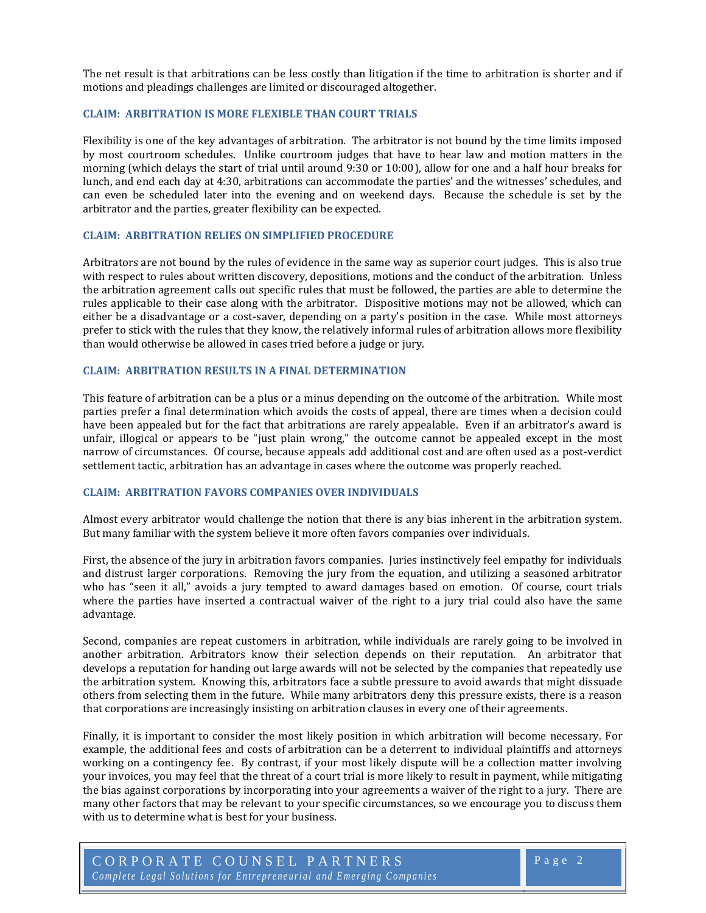The net result is that arbitrations can be less costly than litigation if the time to arbitration is shorter and if motions and pleadings challenges are limited or discouraged altogether.

### CLAIM: ARBITRATION IS MORE FLEXIBLE THAN COURT TRIALS

Flexibility is one of the key advantages of arbitration. The arbitrator is not bound by the time limits imposed by most courtroom schedules. Unlike courtroom judges that have to hear law and motion matters in the morning (which delays the start of trial until around 9:30 or 10:00), allow for one and a half hour breaks for lunch, and end each day at 4:30, arbitrations can accommodate the parties' and the witnesses' schedules, and can even be scheduled later into the evening and on weekend days. Because the schedule is set by the arbitrator and the parties, greater flexibility can be expected.

### CLAIM: ARBITRATION RELIES ON SIMPLIFIED PROCEDURE

Arbitrators are not bound by the rules of evidence in the same way as superior court judges. This is also true with respect to rules about written discovery, depositions, motions and the conduct of the arbitration. Unless the arbitration agreement calls out specific rules that must be followed, the parties are able to determine the rules applicable to their case along with the arbitrator. Dispositive motions may not be allowed, which can either be a disadvantage or a cost-saver, depending on a party's position in the case. While most attorneys prefer to stick with the rules that they know, the relatively informal rules of arbitration allows more flexibility than would otherwise be allowed in cases tried before a judge or jury.

### CLAIM: ARBITRATION RESULTS IN A FINAL DETERMINATION

This feature of arbitration can be a plus or a minus depending on the outcome of the arbitration. While most parties prefer a final determination which avoids the costs of appeal, there are times when a decision could have been appealed but for the fact that arbitrations are rarely appealable. Even if an arbitrator's award is unfair, illogical or appears to be "just plain wrong," the outcome cannot be appealed except in the most narrow of circumstances. Of course, because appeals add additional cost and are often used as a post-verdict settlement tactic, arbitration has an advantage in cases where the outcome was properly reached.

### CLAIM: ARBITRATION FAVORS COMPANIES OVER INDIVIDUALS

Almost every arbitrator would challenge the notion that there is any bias inherent in the arbitration system. But many familiar with the system believe it more often favors companies over individuals.

First, the absence of the jury in arbitration favors companies. Juries instinctively feel empathy for individuals and distrust larger corporations. Removing the jury from the equation, and utilizing a seasoned arbitrator who has "seen it all," avoids a jury tempted to award damages based on emotion. Of course, court trials where the parties have inserted a contractual waiver of the right to a jury trial could also have the same advantage.

Second, companies are repeat customers in arbitration, while individuals are rarely going to be involved in another arbitration. Arbitrators know their selection depends on their reputation. An arbitrator that develops a reputation for handing out large awards will not be selected by the companies that repeatedly use the arbitration system. Knowing this, arbitrators face a subtle pressure to avoid awards that might dissuade others from selecting them in the future. While many arbitrators deny this pressure exists, there is a reason that corporations are increasingly insisting on arbitration clauses in every one of their agreements.

Finally, it is important to consider the most likely position in which arbitration will become necessary. For example, the additional fees and costs of arbitration can be a deterrent to individual plaintiffs and attorneys working on a contingency fee. By contrast, if your most likely dispute will be a collection matter involving your invoices, you may feel that the threat of a court trial is more likely to result in payment, while mitigating the bias against corporations by incorporating into your agreements a waiver of the right to a jury. There are many other factors that may be relevant to your specific circumstances, so we encourage you to discuss them with us to determine what is best for your business.